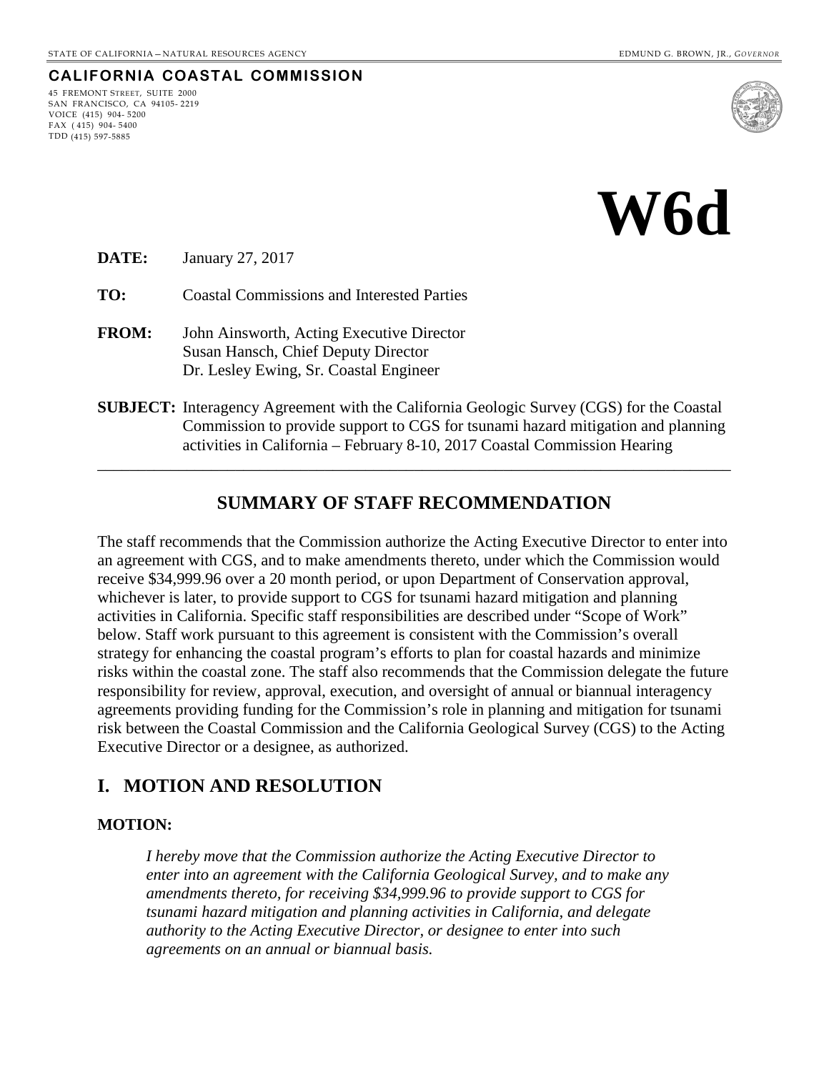STATE OF CALIFORNIA – NATURAL RESOURCES AGENCY EDMUND G. BROWN, JR., *GOVERNOR*

**CALIFORNIA COASTAL COMMISSION**

45 FREMONT STREET, SUITE 2000
SAN FRANCISCO, CA 94105-2219
VOICE (415) 904-5200
FAX (415) 904-5400
TDD (415) 597-5885

# W6d

**DATE:** January 27, 2017

**TO:** Coastal Commissions and Interested Parties

**FROM:** John Ainsworth, Acting Executive Director
Susan Hansch, Chief Deputy Director
Dr. Lesley Ewing, Sr. Coastal Engineer

**SUBJECT:** Interagency Agreement with the California Geologic Survey (CGS) for the Coastal Commission to provide support to CGS for tsunami hazard mitigation and planning activities in California – February 8-10, 2017 Coastal Commission Hearing

---

## SUMMARY OF STAFF RECOMMENDATION

The staff recommends that the Commission authorize the Acting Executive Director to enter into an agreement with CGS, and to make amendments thereto, under which the Commission would receive $34,999.96 over a 20 month period, or upon Department of Conservation approval, whichever is later, to provide support to CGS for tsunami hazard mitigation and planning activities in California. Specific staff responsibilities are described under "Scope of Work" below. Staff work pursuant to this agreement is consistent with the Commission's overall strategy for enhancing the coastal program's efforts to plan for coastal hazards and minimize risks within the coastal zone. The staff also recommends that the Commission delegate the future responsibility for review, approval, execution, and oversight of annual or biannual interagency agreements providing funding for the Commission's role in planning and mitigation for tsunami risk between the Coastal Commission and the California Geological Survey (CGS) to the Acting Executive Director or a designee, as authorized.

## I. MOTION AND RESOLUTION

**MOTION:**

*I hereby move that the Commission authorize the Acting Executive Director to enter into an agreement with the California Geological Survey, and to make any amendments thereto, for receiving $34,999.96 to provide support to CGS for tsunami hazard mitigation and planning activities in California, and delegate authority to the Acting Executive Director, or designee to enter into such agreements on an annual or biannual basis.*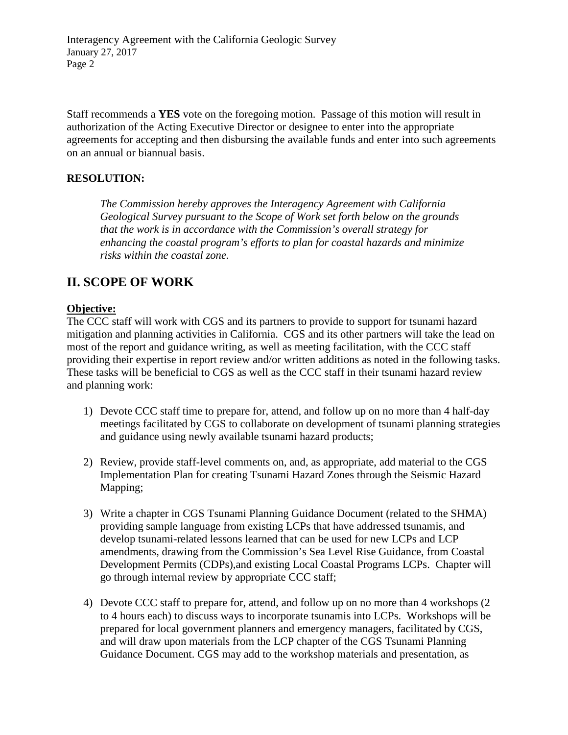Staff recommends a **YES** vote on the foregoing motion. Passage of this motion will result in authorization of the Acting Executive Director or designee to enter into the appropriate agreements for accepting and then disbursing the available funds and enter into such agreements on an annual or biannual basis.

**RESOLUTION:**

> *The Commission hereby approves the Interagency Agreement with California Geological Survey pursuant to the Scope of Work set forth below on the grounds that the work is in accordance with the Commission's overall strategy for enhancing the coastal program's efforts to plan for coastal hazards and minimize risks within the coastal zone.*

## II. SCOPE OF WORK

**Objective:**

The CCC staff will work with CGS and its partners to provide to support for tsunami hazard mitigation and planning activities in California. CGS and its other partners will take the lead on most of the report and guidance writing, as well as meeting facilitation, with the CCC staff providing their expertise in report review and/or written additions as noted in the following tasks. These tasks will be beneficial to CGS as well as the CCC staff in their tsunami hazard review and planning work:

1) Devote CCC staff time to prepare for, attend, and follow up on no more than 4 half-day meetings facilitated by CGS to collaborate on development of tsunami planning strategies and guidance using newly available tsunami hazard products;

2) Review, provide staff-level comments on, and, as appropriate, add material to the CGS Implementation Plan for creating Tsunami Hazard Zones through the Seismic Hazard Mapping;

3) Write a chapter in CGS Tsunami Planning Guidance Document (related to the SHMA) providing sample language from existing LCPs that have addressed tsunamis, and develop tsunami-related lessons learned that can be used for new LCPs and LCP amendments, drawing from the Commission's Sea Level Rise Guidance, from Coastal Development Permits (CDPs),and existing Local Coastal Programs LCPs. Chapter will go through internal review by appropriate CCC staff;

4) Devote CCC staff to prepare for, attend, and follow up on no more than 4 workshops (2 to 4 hours each) to discuss ways to incorporate tsunamis into LCPs. Workshops will be prepared for local government planners and emergency managers, facilitated by CGS, and will draw upon materials from the LCP chapter of the CGS Tsunami Planning Guidance Document. CGS may add to the workshop materials and presentation, as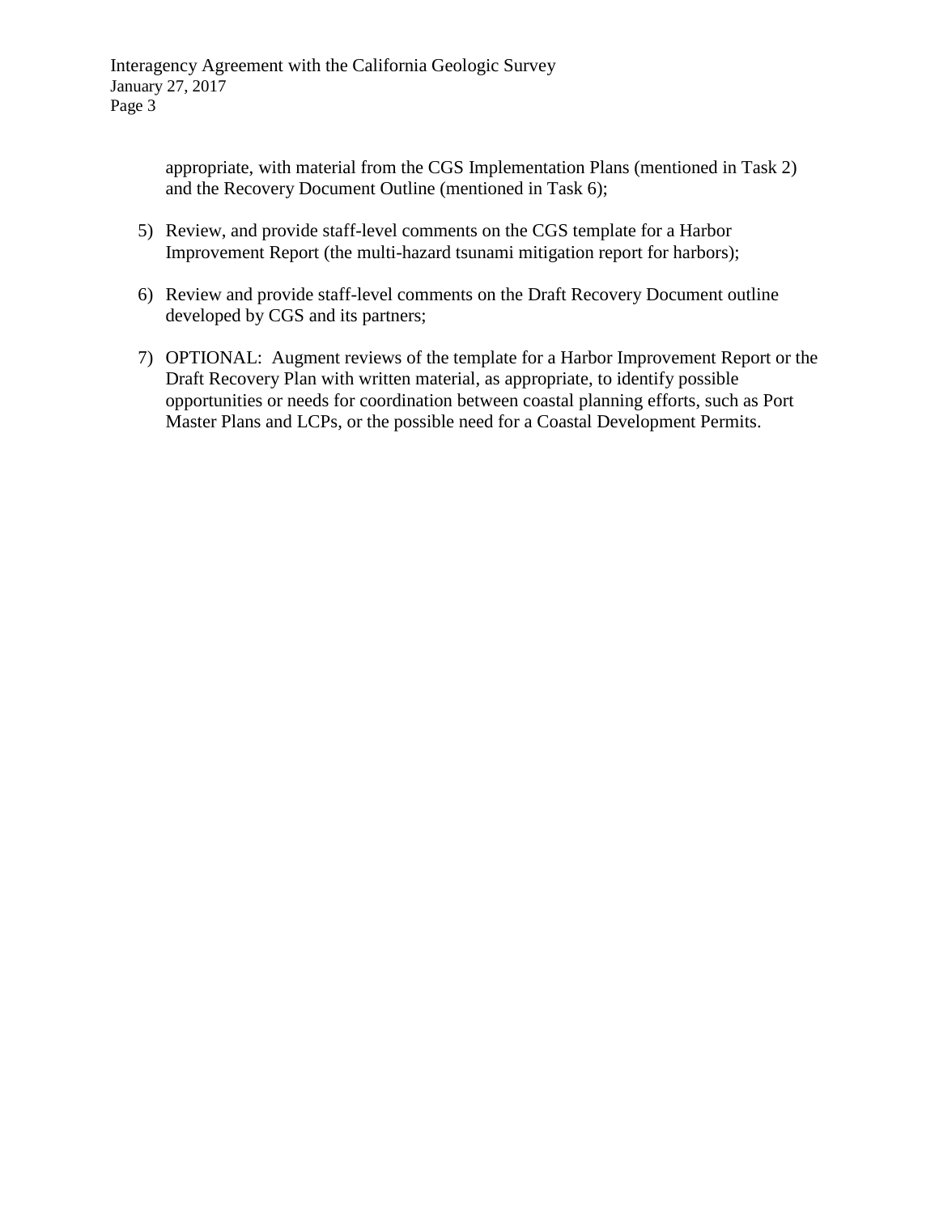appropriate, with material from the CGS Implementation Plans (mentioned in Task 2) and the Recovery Document Outline (mentioned in Task 6);

5) Review, and provide staff-level comments on the CGS template for a Harbor Improvement Report (the multi-hazard tsunami mitigation report for harbors);

6) Review and provide staff-level comments on the Draft Recovery Document outline developed by CGS and its partners;

7) OPTIONAL: Augment reviews of the template for a Harbor Improvement Report or the Draft Recovery Plan with written material, as appropriate, to identify possible opportunities or needs for coordination between coastal planning efforts, such as Port Master Plans and LCPs, or the possible need for a Coastal Development Permits.